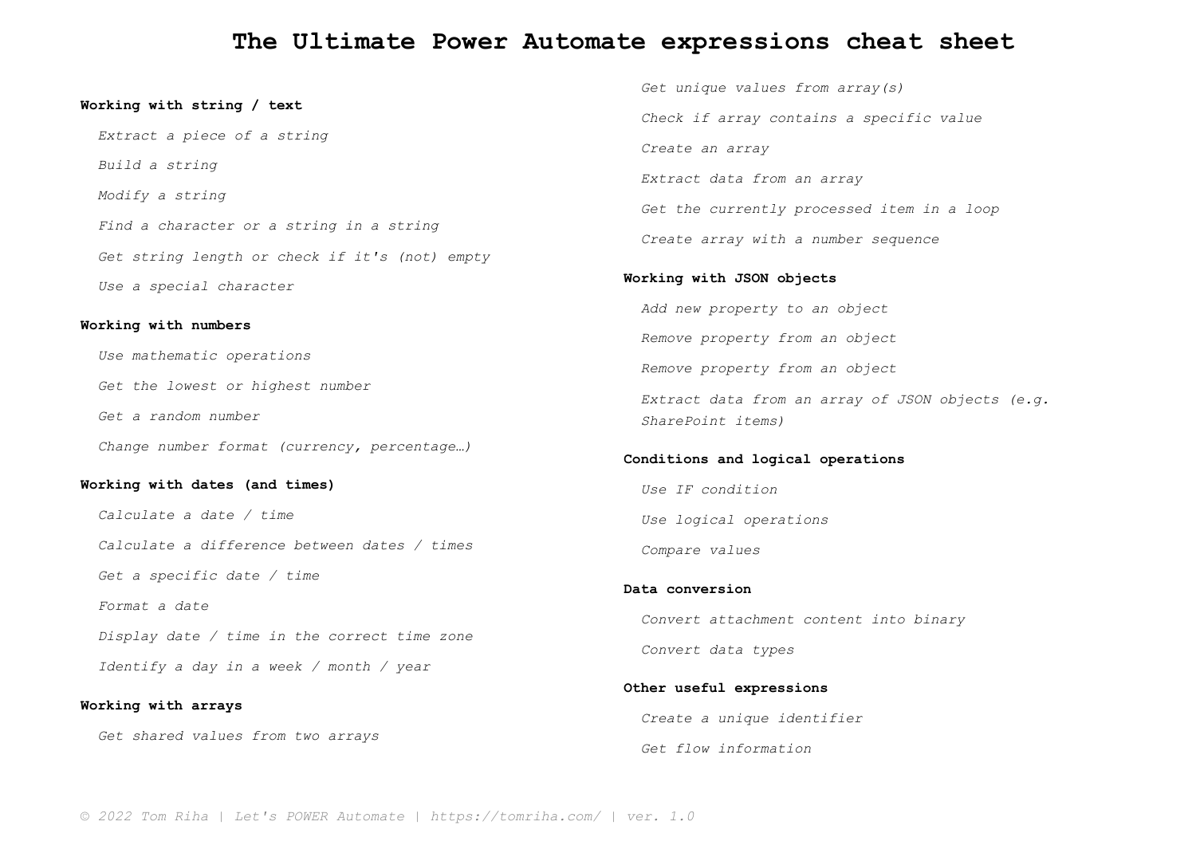# The Ultimate Power Automate expressions cheat sheet

**Working with string / text**

*Extract a piece of a string*

*Build a string*

*Modify a string*

*Find a character or a string in a string*

*Get string length or check if it's (not) empty*

*Use a special character*

**Working with numbers**

*Use mathematic operations*

*Get the lowest or highest number*

*Get a random number*

*Change number format (currency, percentage…)*

**Working with dates (and times)**

*Calculate a date / time*

*Calculate a difference between dates / times*

*Get a specific date / time*

*Format a date*

*Display date / time in the correct time zone*

*Identify a day in a week / month / year*

**Working with arrays**

*Get shared values from two arrays*

*Get unique values from array(s)*

*Check if array contains a specific value*

*Create an array*

*Extract data from an array*

*Get the currently processed item in a loop*

*Create array with a number sequence*

**Working with JSON objects**

*Add new property to an object*

*Remove property from an object*

*Remove property from an object*

*Extract data from an array of JSON objects (e.g. SharePoint items)*

**Conditions and logical operations**

*Use IF condition*

*Use logical operations*

*Compare values*

**Data conversion**

*Convert attachment content into binary*

*Convert data types*

**Other useful expressions**

*Create a unique identifier*

*Get flow information*

*© 2022 Tom Riha | Let's POWER Automate | https://tomriha.com/ | ver. 1.0*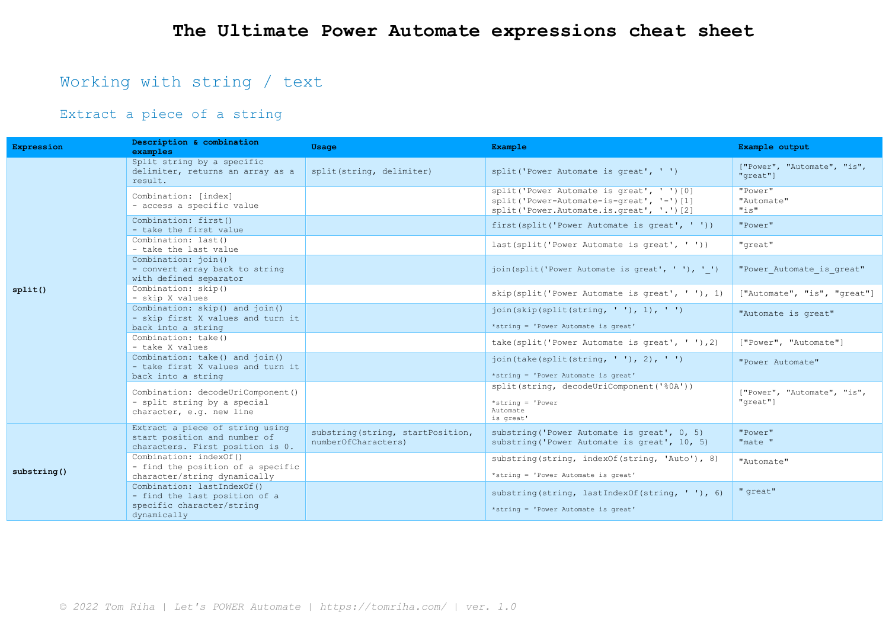# The Ultimate Power Automate expressions cheat sheet

## Working with string / text

### Extract a piece of a string

| Expression | Description & combination examples | Usage | Example | Example output |
|---|---|---|---|---|
| split() | Split string by a specific delimiter, returns an array as a result. | split(string, delimiter) | split('Power Automate is great', ' ') | ["Power", "Automate", "is", "great"] |
| | Combination: [index]<br>- access a specific value | | split('Power Automate is great', ' ')[0]<br>split('Power-Automate-is-great', '-')[1]<br>split('Power.Automate.is.great', '.')[2] | "Power"<br>"Automate"<br>"is" |
| | Combination: first()<br>- take the first value | | first(split('Power Automate is great', ' ')) | "Power" |
| | Combination: last()<br>- take the last value | | last(split('Power Automate is great', ' ')) | "great" |
| | Combination: join()<br>- convert array back to string with defined separator | | join(split('Power Automate is great', ' '), '_') | "Power_Automate_is_great" |
| | Combination: skip()<br>- skip X values | | skip(split('Power Automate is great', ' '), 1) | ["Automate", "is", "great"] |
| | Combination: skip() and join()<br>- skip first X values and turn it back into a string | | join(skip(split(string, ' '), 1), ' ')<br>*string = 'Power Automate is great' | "Automate is great" |
| | Combination: take()<br>- take X values | | take(split('Power Automate is great', ' '),2) | ["Power", "Automate"] |
| | Combination: take() and join()<br>- take first X values and turn it back into a string | | join(take(split(string, ' '), 2), ' ')<br>*string = 'Power Automate is great' | "Power Automate" |
| | Combination: decodeUriComponent()<br>- split string by a special character, e.g. new line | | split(string, decodeUriComponent('%0A'))<br>*string = 'Power<br>Automate<br>is great' | ["Power", "Automate", "is", "great"] |
| substring() | Extract a piece of string using start position and number of characters. First position is 0. | substring(string, startPosition, numberOfCharacters) | substring('Power Automate is great', 0, 5)<br>substring('Power Automate is great', 10, 5) | "Power"<br>"mate " |
| | Combination: indexOf()<br>- find the position of a specific character/string dynamically | | substring(string, indexOf(string, 'Auto'), 8)<br>*string = 'Power Automate is great' | "Automate" |
| | Combination: lastIndexOf()<br>- find the last position of a specific character/string dynamically | | substring(string, lastIndexOf(string, ' '), 6)<br>*string = 'Power Automate is great' | " great" |

*© 2022 Tom Riha | Let's POWER Automate | https://tomriha.com/ | ver. 1.0*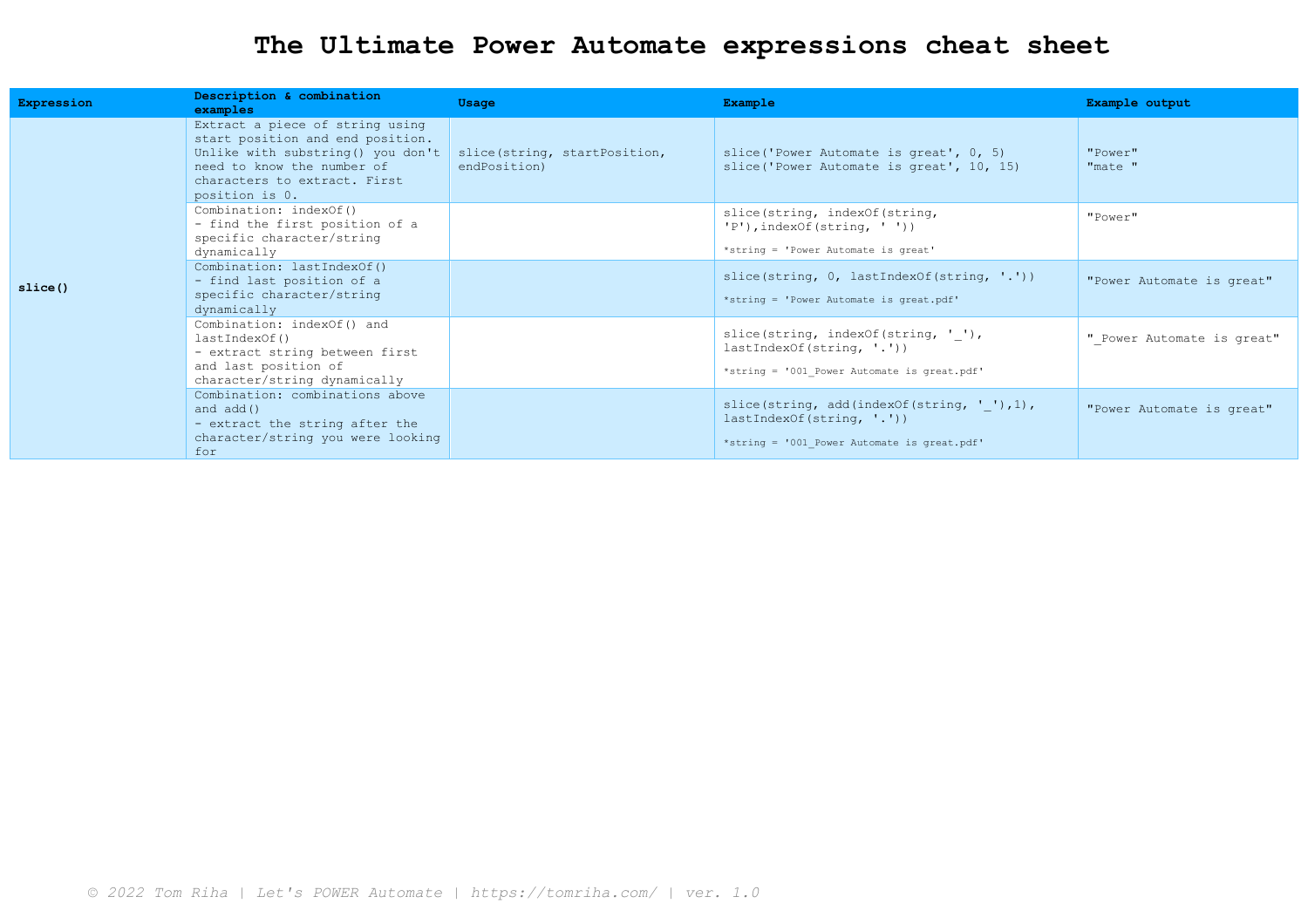# The Ultimate Power Automate expressions cheat sheet

| Expression | Description & combination examples | Usage | Example | Example output |
|---|---|---|---|---|
| slice() | Extract a piece of string using start position and end position. Unlike with substring() you don't need to know the number of characters to extract. First position is 0. | slice(string, startPosition, endPosition) | slice('Power Automate is great', 0, 5)<br>slice('Power Automate is great', 10, 15) | "Power"<br>"mate " |
| | Combination: indexOf()<br>- find the first position of a specific character/string dynamically | | slice(string, indexOf(string, 'P'),indexOf(string, ' '))<br>*string = 'Power Automate is great' | "Power" |
| | Combination: lastIndexOf()<br>- find last position of a specific character/string dynamically | | slice(string, 0, lastIndexOf(string, '.'))<br>*string = 'Power Automate is great.pdf' | "Power Automate is great" |
| | Combination: indexOf() and lastIndexOf()<br>- extract string between first and last position of character/string dynamically | | slice(string, indexOf(string, '_'), lastIndexOf(string, '.'))<br>*string = '001_Power Automate is great.pdf' | "_Power Automate is great" |
| | Combination: combinations above and add()<br>- extract the string after the character/string you were looking for | | slice(string, add(indexOf(string, '_'),1), lastIndexOf(string, '.'))<br>*string = '001_Power Automate is great.pdf' | "Power Automate is great" |

*© 2022 Tom Riha | Let's POWER Automate | https://tomriha.com/ | ver. 1.0*